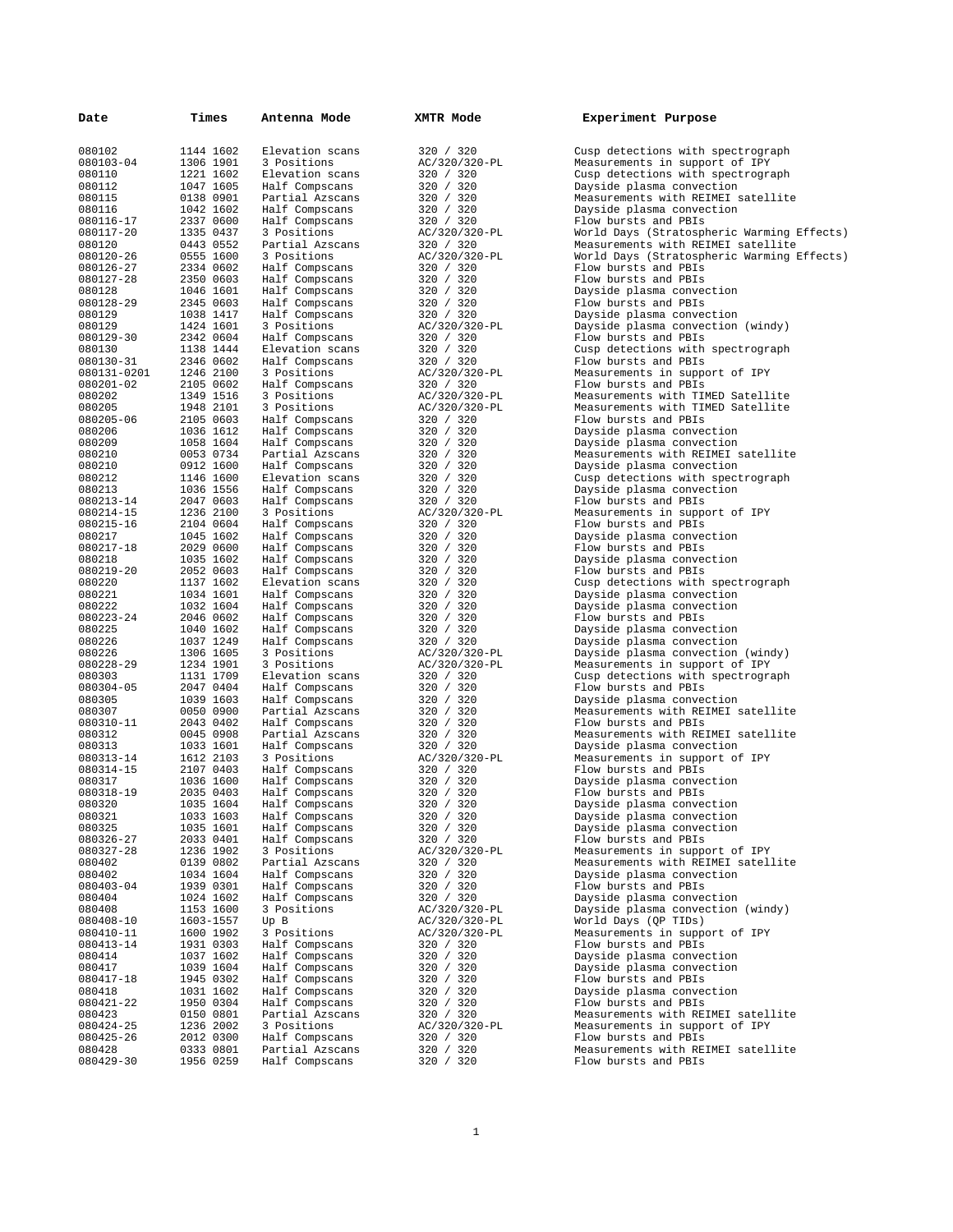| Date | Times | Antenna Mode | XMTR Mode | Experiment Purpose |
|---|---|---|---|---|
| 080102 | 1144 1602 | Elevation scans | 320 / 320 | Cusp detections with spectrograph |
| 080103-04 | 1306 1901 | 3 Positions | AC/320/320-PL | Measurements in support of IPY |
| 080110 | 1221 1602 | Elevation scans | 320 / 320 | Cusp detections with spectrograph |
| 080112 | 1047 1605 | Half Compscans | 320 / 320 | Dayside plasma convection |
| 080115 | 0138 0901 | Partial Azscans | 320 / 320 | Measurements with REIMEI satellite |
| 080116 | 1042 1602 | Half Compscans | 320 / 320 | Dayside plasma convection |
| 080116-17 | 2337 0600 | Half Compscans | 320 / 320 | Flow bursts and PBIs |
| 080117-20 | 1335 0437 | 3 Positions | AC/320/320-PL | World Days (Stratospheric Warming Effects) |
| 080120 | 0443 0552 | Partial Azscans | 320 / 320 | Measurements with REIMEI satellite |
| 080120-26 | 0555 1600 | 3 Positions | AC/320/320-PL | World Days (Stratospheric Warming Effects) |
| 080126-27 | 2334 0602 | Half Compscans | 320 / 320 | Flow bursts and PBIs |
| 080127-28 | 2350 0603 | Half Compscans | 320 / 320 | Flow bursts and PBIs |
| 080128 | 1046 1601 | Half Compscans | 320 / 320 | Dayside plasma convection |
| 080128-29 | 2345 0603 | Half Compscans | 320 / 320 | Flow bursts and PBIs |
| 080129 | 1038 1417 | Half Compscans | 320 / 320 | Dayside plasma convection |
| 080129 | 1424 1601 | 3 Positions | AC/320/320-PL | Dayside plasma convection (windy) |
| 080129-30 | 2342 0604 | Half Compscans | 320 / 320 | Flow bursts and PBIs |
| 080130 | 1138 1444 | Elevation scans | 320 / 320 | Cusp detections with spectrograph |
| 080130-31 | 2346 0602 | Half Compscans | 320 / 320 | Flow bursts and PBIs |
| 080131-0201 | 1246 2100 | 3 Positions | AC/320/320-PL | Measurements in support of IPY |
| 080201-02 | 2105 0602 | Half Compscans | 320 / 320 | Flow bursts and PBIs |
| 080202 | 1349 1516 | 3 Positions | AC/320/320-PL | Measurements with TIMED Satellite |
| 080205 | 1948 2101 | 3 Positions | AC/320/320-PL | Measurements with TIMED Satellite |
| 080205-06 | 2105 0603 | Half Compscans | 320 / 320 | Flow bursts and PBIs |
| 080206 | 1036 1612 | Half Compscans | 320 / 320 | Dayside plasma convection |
| 080209 | 1058 1604 | Half Compscans | 320 / 320 | Dayside plasma convection |
| 080210 | 0053 0734 | Partial Azscans | 320 / 320 | Measurements with REIMEI satellite |
| 080210 | 0912 1600 | Half Compscans | 320 / 320 | Dayside plasma convection |
| 080212 | 1146 1600 | Elevation scans | 320 / 320 | Cusp detections with spectrograph |
| 080213 | 1036 1556 | Half Compscans | 320 / 320 | Dayside plasma convection |
| 080213-14 | 2047 0603 | Half Compscans | 320 / 320 | Flow bursts and PBIs |
| 080214-15 | 1236 2100 | 3 Positions | AC/320/320-PL | Measurements in support of IPY |
| 080215-16 | 2104 0604 | Half Compscans | 320 / 320 | Flow bursts and PBIs |
| 080217 | 1045 1602 | Half Compscans | 320 / 320 | Dayside plasma convection |
| 080217-18 | 2029 0600 | Half Compscans | 320 / 320 | Flow bursts and PBIs |
| 080218 | 1035 1602 | Half Compscans | 320 / 320 | Dayside plasma convection |
| 080219-20 | 2052 0603 | Half Compscans | 320 / 320 | Flow bursts and PBIs |
| 080220 | 1137 1602 | Elevation scans | 320 / 320 | Cusp detections with spectrograph |
| 080221 | 1034 1601 | Half Compscans | 320 / 320 | Dayside plasma convection |
| 080222 | 1032 1604 | Half Compscans | 320 / 320 | Dayside plasma convection |
| 080223-24 | 2046 0602 | Half Compscans | 320 / 320 | Flow bursts and PBIs |
| 080225 | 1040 1602 | Half Compscans | 320 / 320 | Dayside plasma convection |
| 080226 | 1037 1249 | Half Compscans | 320 / 320 | Dayside plasma convection |
| 080226 | 1306 1605 | 3 Positions | AC/320/320-PL | Dayside plasma convection (windy) |
| 080228-29 | 1234 1901 | 3 Positions | AC/320/320-PL | Measurements in support of IPY |
| 080303 | 1131 1709 | Elevation scans | 320 / 320 | Cusp detections with spectrograph |
| 080304-05 | 2047 0404 | Half Compscans | 320 / 320 | Flow bursts and PBIs |
| 080305 | 1039 1603 | Half Compscans | 320 / 320 | Dayside plasma convection |
| 080307 | 0050 0900 | Partial Azscans | 320 / 320 | Measurements with REIMEI satellite |
| 080310-11 | 2043 0402 | Half Compscans | 320 / 320 | Flow bursts and PBIs |
| 080312 | 0045 0908 | Partial Azscans | 320 / 320 | Measurements with REIMEI satellite |
| 080313 | 1033 1601 | Half Compscans | 320 / 320 | Dayside plasma convection |
| 080313-14 | 1612 2103 | 3 Positions | AC/320/320-PL | Measurements in support of IPY |
| 080314-15 | 2107 0403 | Half Compscans | 320 / 320 | Flow bursts and PBIs |
| 080317 | 1036 1600 | Half Compscans | 320 / 320 | Dayside plasma convection |
| 080318-19 | 2035 0403 | Half Compscans | 320 / 320 | Flow bursts and PBIs |
| 080320 | 1035 1604 | Half Compscans | 320 / 320 | Dayside plasma convection |
| 080321 | 1033 1603 | Half Compscans | 320 / 320 | Dayside plasma convection |
| 080325 | 1035 1601 | Half Compscans | 320 / 320 | Dayside plasma convection |
| 080326-27 | 2033 0401 | Half Compscans | 320 / 320 | Flow bursts and PBIs |
| 080327-28 | 1236 1902 | 3 Positions | AC/320/320-PL | Measurements in support of IPY |
| 080402 | 0139 0802 | Partial Azscans | 320 / 320 | Measurements with REIMEI satellite |
| 080402 | 1034 1604 | Half Compscans | 320 / 320 | Dayside plasma convection |
| 080403-04 | 1939 0301 | Half Compscans | 320 / 320 | Flow bursts and PBIs |
| 080404 | 1024 1602 | Half Compscans | 320 / 320 | Dayside plasma convection |
| 080408 | 1153 1600 | 3 Positions | AC/320/320-PL | Dayside plasma convection (windy) |
| 080408-10 | 1603-1557 | Up B | AC/320/320-PL | World Days (QP TIDs) |
| 080410-11 | 1600 1902 | 3 Positions | AC/320/320-PL | Measurements in support of IPY |
| 080413-14 | 1931 0303 | Half Compscans | 320 / 320 | Flow bursts and PBIs |
| 080414 | 1037 1602 | Half Compscans | 320 / 320 | Dayside plasma convection |
| 080417 | 1039 1604 | Half Compscans | 320 / 320 | Dayside plasma convection |
| 080417-18 | 1945 0302 | Half Compscans | 320 / 320 | Flow bursts and PBIs |
| 080418 | 1031 1602 | Half Compscans | 320 / 320 | Dayside plasma convection |
| 080421-22 | 1950 0304 | Half Compscans | 320 / 320 | Flow bursts and PBIs |
| 080423 | 0150 0801 | Partial Azscans | 320 / 320 | Measurements with REIMEI satellite |
| 080424-25 | 1236 2002 | 3 Positions | AC/320/320-PL | Measurements in support of IPY |
| 080425-26 | 2012 0300 | Half Compscans | 320 / 320 | Flow bursts and PBIs |
| 080428 | 0333 0801 | Partial Azscans | 320 / 320 | Measurements with REIMEI satellite |
| 080429-30 | 1956 0259 | Half Compscans | 320 / 320 | Flow bursts and PBIs |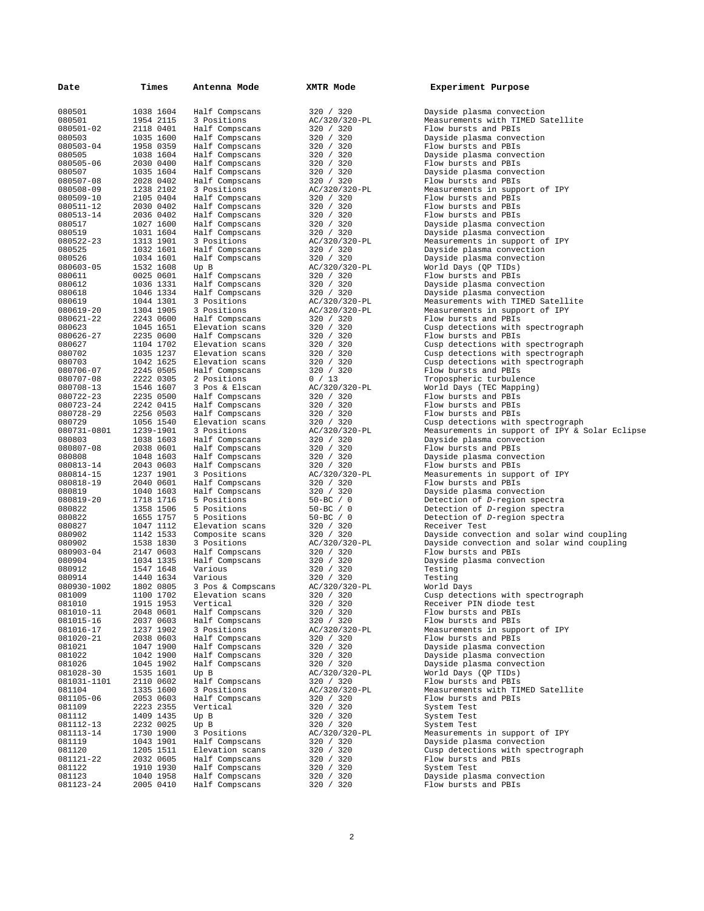| Date | Times | Antenna Mode | XMTR Mode | Experiment Purpose |
|---|---|---|---|---|
| 080501 | 1038 1604 | Half Compscans | 320 / 320 | Dayside plasma convection |
| 080501 | 1954 2115 | 3 Positions | AC/320/320-PL | Measurements with TIMED Satellite |
| 080501-02 | 2118 0401 | Half Compscans | 320 / 320 | Flow bursts and PBIs |
| 080503 | 1035 1600 | Half Compscans | 320 / 320 | Dayside plasma convection |
| 080503-04 | 1958 0359 | Half Compscans | 320 / 320 | Flow bursts and PBIs |
| 080505 | 1038 1604 | Half Compscans | 320 / 320 | Dayside plasma convection |
| 080505-06 | 2030 0400 | Half Compscans | 320 / 320 | Flow bursts and PBIs |
| 080507 | 1035 1604 | Half Compscans | 320 / 320 | Dayside plasma convection |
| 080507-08 | 2028 0402 | Half Compscans | 320 / 320 | Flow bursts and PBIs |
| 080508-09 | 1238 2102 | 3 Positions | AC/320/320-PL | Measurements in support of IPY |
| 080509-10 | 2105 0404 | Half Compscans | 320 / 320 | Flow bursts and PBIs |
| 080511-12 | 2030 0402 | Half Compscans | 320 / 320 | Flow bursts and PBIs |
| 080513-14 | 2036 0402 | Half Compscans | 320 / 320 | Flow bursts and PBIs |
| 080517 | 1027 1600 | Half Compscans | 320 / 320 | Dayside plasma convection |
| 080519 | 1031 1604 | Half Compscans | 320 / 320 | Dayside plasma convection |
| 080522-23 | 1313 1901 | 3 Positions | AC/320/320-PL | Measurements in support of IPY |
| 080525 | 1032 1601 | Half Compscans | 320 / 320 | Dayside plasma convection |
| 080526 | 1034 1601 | Half Compscans | 320 / 320 | Dayside plasma convection |
| 080603-05 | 1532 1608 | Up B | AC/320/320-PL | World Days (QP TIDs) |
| 080611 | 0025 0601 | Half Compscans | 320 / 320 | Flow bursts and PBIs |
| 080612 | 1036 1331 | Half Compscans | 320 / 320 | Dayside plasma convection |
| 080618 | 1046 1334 | Half Compscans | 320 / 320 | Dayside plasma convection |
| 080619 | 1044 1301 | 3 Positions | AC/320/320-PL | Measurements with TIMED Satellite |
| 080619-20 | 1304 1905 | 3 Positions | AC/320/320-PL | Measurements in support of IPY |
| 080621-22 | 2243 0600 | Half Compscans | 320 / 320 | Flow bursts and PBIs |
| 080623 | 1045 1651 | Elevation scans | 320 / 320 | Cusp detections with spectrograph |
| 080626-27 | 2235 0600 | Half Compscans | 320 / 320 | Flow bursts and PBIs |
| 080627 | 1104 1702 | Elevation scans | 320 / 320 | Cusp detections with spectrograph |
| 080702 | 1035 1237 | Elevation scans | 320 / 320 | Cusp detections with spectrograph |
| 080703 | 1042 1625 | Elevation scans | 320 / 320 | Cusp detections with spectrograph |
| 080706-07 | 2245 0505 | Half Compscans | 320 / 320 | Flow bursts and PBIs |
| 080707-08 | 2222 0305 | 2 Positions | 0 / 13 | Tropospheric turbulence |
| 080708-13 | 1546 1607 | 3 Pos & Elscan | AC/320/320-PL | World Days (TEC Mapping) |
| 080722-23 | 2235 0500 | Half Compscans | 320 / 320 | Flow bursts and PBIs |
| 080723-24 | 2242 0415 | Half Compscans | 320 / 320 | Flow bursts and PBIs |
| 080728-29 | 2256 0503 | Half Compscans | 320 / 320 | Flow bursts and PBIs |
| 080729 | 1056 1540 | Elevation scans | 320 / 320 | Cusp detections with spectrograph |
| 080731-0801 | 1239-1901 | 3 Positions | AC/320/320-PL | Measurements in support of IPY & Solar Eclipse |
| 080803 | 1038 1603 | Half Compscans | 320 / 320 | Dayside plasma convection |
| 080807-08 | 2038 0601 | Half Compscans | 320 / 320 | Flow bursts and PBIs |
| 080808 | 1048 1603 | Half Compscans | 320 / 320 | Dayside plasma convection |
| 080813-14 | 2043 0603 | Half Compscans | 320 / 320 | Flow bursts and PBIs |
| 080814-15 | 1237 1901 | 3 Positions | AC/320/320-PL | Measurements in support of IPY |
| 080818-19 | 2040 0601 | Half Compscans | 320 / 320 | Flow bursts and PBIs |
| 080819 | 1040 1603 | Half Compscans | 320 / 320 | Dayside plasma convection |
| 080819-20 | 1718 1716 | 5 Positions | 50-BC / 0 | Detection of *D*-region spectra |
| 080822 | 1358 1506 | 5 Positions | 50-BC / 0 | Detection of *D*-region spectra |
| 080822 | 1655 1757 | 5 Positions | 50-BC / 0 | Detection of *D*-region spectra |
| 080827 | 1047 1112 | Elevation scans | 320 / 320 | Receiver Test |
| 080902 | 1142 1533 | Composite scans | 320 / 320 | Dayside convection and solar wind coupling |
| 080902 | 1538 1830 | 3 Positions | AC/320/320-PL | Dayside convection and solar wind coupling |
| 080903-04 | 2147 0603 | Half Compscans | 320 / 320 | Flow bursts and PBIs |
| 080904 | 1034 1335 | Half Compscans | 320 / 320 | Dayside plasma convection |
| 080912 | 1547 1648 | Various | 320 / 320 | Testing |
| 080914 | 1440 1634 | Various | 320 / 320 | Testing |
| 080930-1002 | 1802 0805 | 3 Pos & Compscans | AC/320/320-PL | World Days |
| 081009 | 1100 1702 | Elevation scans | 320 / 320 | Cusp detections with spectrograph |
| 081010 | 1915 1953 | Vertical | 320 / 320 | Receiver PIN diode test |
| 081010-11 | 2048 0601 | Half Compscans | 320 / 320 | Flow bursts and PBIs |
| 081015-16 | 2037 0603 | Half Compscans | 320 / 320 | Flow bursts and PBIs |
| 081016-17 | 1237 1902 | 3 Positions | AC/320/320-PL | Measurements in support of IPY |
| 081020-21 | 2038 0603 | Half Compscans | 320 / 320 | Flow bursts and PBIs |
| 081021 | 1047 1900 | Half Compscans | 320 / 320 | Dayside plasma convection |
| 081022 | 1042 1900 | Half Compscans | 320 / 320 | Dayside plasma convection |
| 081026 | 1045 1902 | Half Compscans | 320 / 320 | Dayside plasma convection |
| 081028-30 | 1535 1601 | Up B | AC/320/320-PL | World Days (QP TIDs) |
| 081031-1101 | 2110 0602 | Half Compscans | 320 / 320 | Flow bursts and PBIs |
| 081104 | 1335 1600 | 3 Positions | AC/320/320-PL | Measurements with TIMED Satellite |
| 081105-06 | 2053 0603 | Half Compscans | 320 / 320 | Flow bursts and PBIs |
| 081109 | 2223 2355 | Vertical | 320 / 320 | System Test |
| 081112 | 1409 1435 | Up B | 320 / 320 | System Test |
| 081112-13 | 2232 0025 | Up B | 320 / 320 | System Test |
| 081113-14 | 1730 1900 | 3 Positions | AC/320/320-PL | Measurements in support of IPY |
| 081119 | 1043 1901 | Half Compscans | 320 / 320 | Dayside plasma convection |
| 081120 | 1205 1511 | Elevation scans | 320 / 320 | Cusp detections with spectrograph |
| 081121-22 | 2032 0605 | Half Compscans | 320 / 320 | Flow bursts and PBIs |
| 081122 | 1910 1930 | Half Compscans | 320 / 320 | System Test |
| 081123 | 1040 1958 | Half Compscans | 320 / 320 | Dayside plasma convection |
| 081123-24 | 2005 0410 | Half Compscans | 320 / 320 | Flow bursts and PBIs |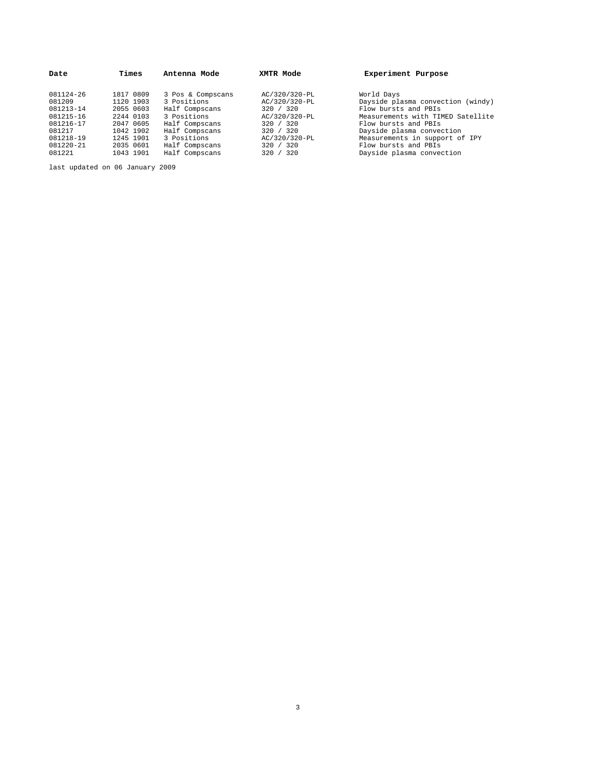| Date | Times | Antenna Mode | XMTR Mode | Experiment Purpose |
|---|---|---|---|---|
| 081124-26 | 1817 0809 | 3 Pos & Compscans | AC/320/320-PL | World Days |
| 081209 | 1120 1903 | 3 Positions | AC/320/320-PL | Dayside plasma convection (windy) |
| 081213-14 | 2055 0603 | Half Compscans | 320 / 320 | Flow bursts and PBIs |
| 081215-16 | 2244 0103 | 3 Positions | AC/320/320-PL | Measurements with TIMED Satellite |
| 081216-17 | 2047 0605 | Half Compscans | 320 / 320 | Flow bursts and PBIs |
| 081217 | 1042 1902 | Half Compscans | 320 / 320 | Dayside plasma convection |
| 081218-19 | 1245 1901 | 3 Positions | AC/320/320-PL | Measurements in support of IPY |
| 081220-21 | 2035 0601 | Half Compscans | 320 / 320 | Flow bursts and PBIs |
| 081221 | 1043 1901 | Half Compscans | 320 / 320 | Dayside plasma convection |

last updated on 06 January 2009